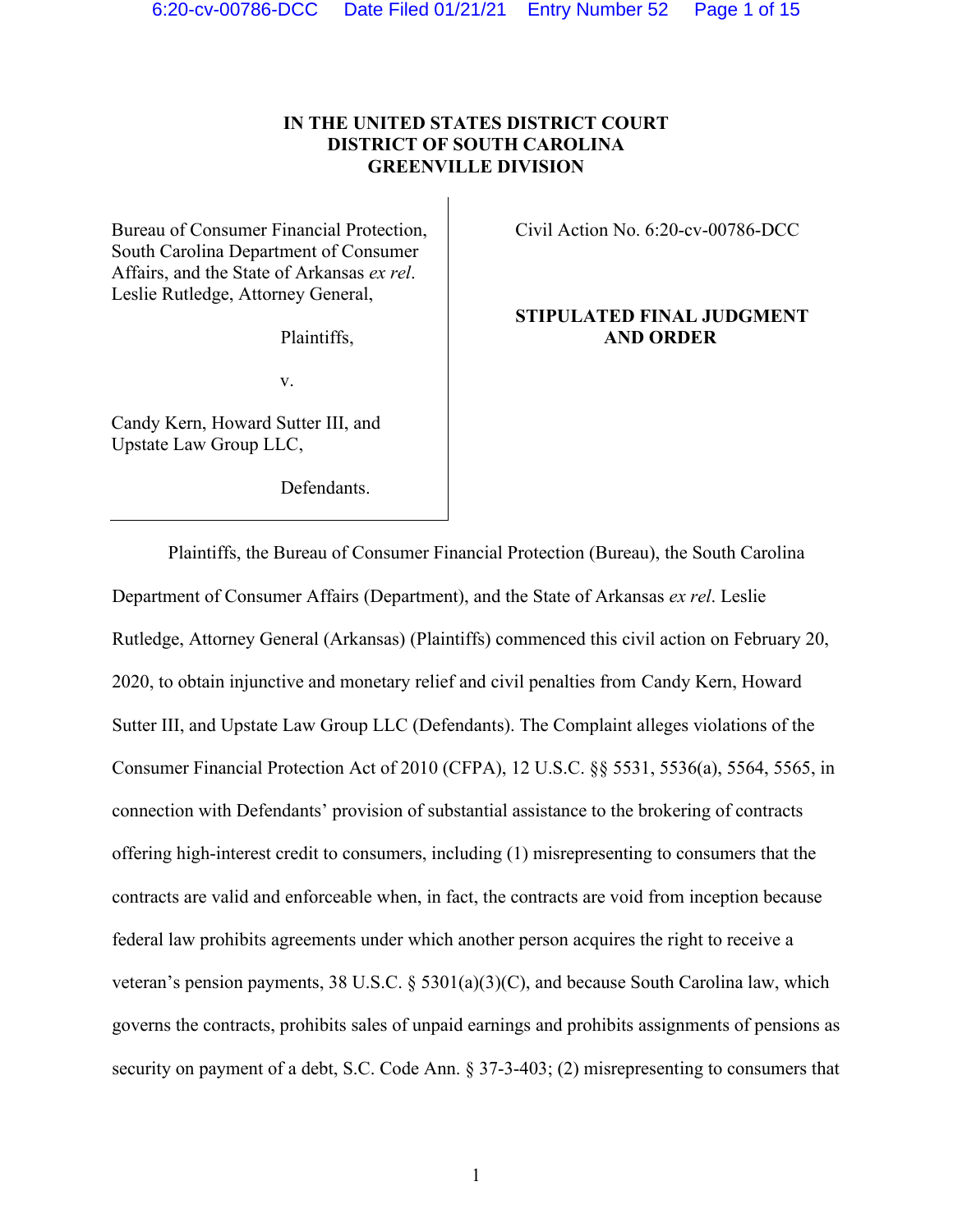**IN THE UNITED STATES DISTRICT COURT**
**DISTRICT OF SOUTH CAROLINA**
**GREENVILLE DIVISION**

Bureau of Consumer Financial Protection, South Carolina Department of Consumer Affairs, and the State of Arkansas *ex rel*. Leslie Rutledge, Attorney General,

Plaintiffs,

v.

Candy Kern, Howard Sutter III, and Upstate Law Group LLC,

Defendants.

Civil Action No. 6:20-cv-00786-DCC

**STIPULATED FINAL JUDGMENT AND ORDER**

Plaintiffs, the Bureau of Consumer Financial Protection (Bureau), the South Carolina Department of Consumer Affairs (Department), and the State of Arkansas *ex rel*. Leslie Rutledge, Attorney General (Arkansas) (Plaintiffs) commenced this civil action on February 20, 2020, to obtain injunctive and monetary relief and civil penalties from Candy Kern, Howard Sutter III, and Upstate Law Group LLC (Defendants). The Complaint alleges violations of the Consumer Financial Protection Act of 2010 (CFPA), 12 U.S.C. §§ 5531, 5536(a), 5564, 5565, in connection with Defendants' provision of substantial assistance to the brokering of contracts offering high-interest credit to consumers, including (1) misrepresenting to consumers that the contracts are valid and enforceable when, in fact, the contracts are void from inception because federal law prohibits agreements under which another person acquires the right to receive a veteran's pension payments, 38 U.S.C. § 5301(a)(3)(C), and because South Carolina law, which governs the contracts, prohibits sales of unpaid earnings and prohibits assignments of pensions as security on payment of a debt, S.C. Code Ann. § 37-3-403; (2) misrepresenting to consumers that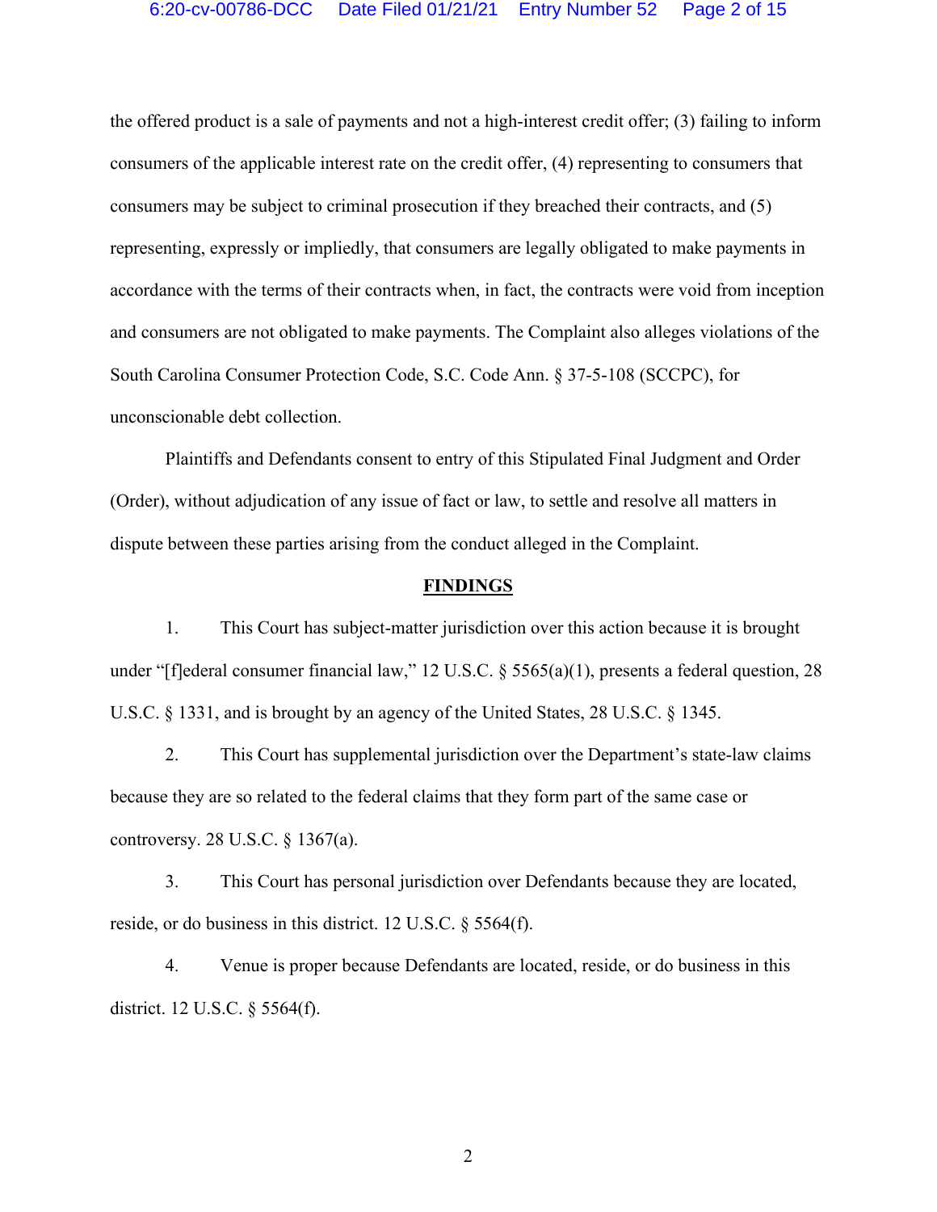the offered product is a sale of payments and not a high-interest credit offer; (3) failing to inform consumers of the applicable interest rate on the credit offer, (4) representing to consumers that consumers may be subject to criminal prosecution if they breached their contracts, and (5) representing, expressly or impliedly, that consumers are legally obligated to make payments in accordance with the terms of their contracts when, in fact, the contracts were void from inception and consumers are not obligated to make payments. The Complaint also alleges violations of the South Carolina Consumer Protection Code, S.C. Code Ann. § 37-5-108 (SCCPC), for unconscionable debt collection.

Plaintiffs and Defendants consent to entry of this Stipulated Final Judgment and Order (Order), without adjudication of any issue of fact or law, to settle and resolve all matters in dispute between these parties arising from the conduct alleged in the Complaint.

## FINDINGS

1. This Court has subject-matter jurisdiction over this action because it is brought under "[f]ederal consumer financial law," 12 U.S.C. § 5565(a)(1), presents a federal question, 28 U.S.C. § 1331, and is brought by an agency of the United States, 28 U.S.C. § 1345.

2. This Court has supplemental jurisdiction over the Department's state-law claims because they are so related to the federal claims that they form part of the same case or controversy. 28 U.S.C. § 1367(a).

3. This Court has personal jurisdiction over Defendants because they are located, reside, or do business in this district. 12 U.S.C. § 5564(f).

4. Venue is proper because Defendants are located, reside, or do business in this district. 12 U.S.C. § 5564(f).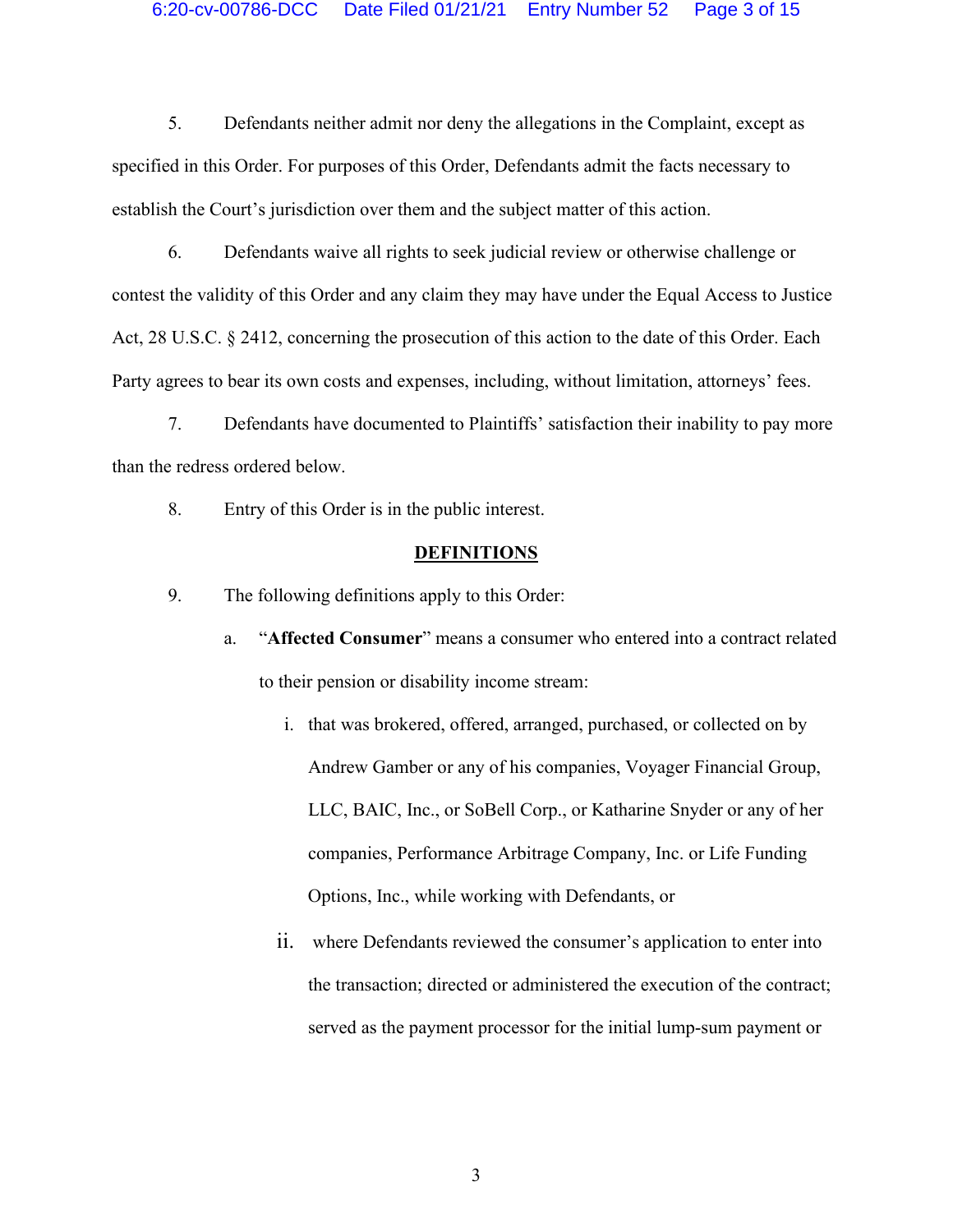5. Defendants neither admit nor deny the allegations in the Complaint, except as specified in this Order. For purposes of this Order, Defendants admit the facts necessary to establish the Court's jurisdiction over them and the subject matter of this action.

6. Defendants waive all rights to seek judicial review or otherwise challenge or contest the validity of this Order and any claim they may have under the Equal Access to Justice Act, 28 U.S.C. § 2412, concerning the prosecution of this action to the date of this Order. Each Party agrees to bear its own costs and expenses, including, without limitation, attorneys' fees.

7. Defendants have documented to Plaintiffs' satisfaction their inability to pay more than the redress ordered below.

8. Entry of this Order is in the public interest.

## DEFINITIONS

9. The following definitions apply to this Order:

   a. "**Affected Consumer**" means a consumer who entered into a contract related to their pension or disability income stream:

      i. that was brokered, offered, arranged, purchased, or collected on by Andrew Gamber or any of his companies, Voyager Financial Group, LLC, BAIC, Inc., or SoBell Corp., or Katharine Snyder or any of her companies, Performance Arbitrage Company, Inc. or Life Funding Options, Inc., while working with Defendants, or

      ii. where Defendants reviewed the consumer's application to enter into the transaction; directed or administered the execution of the contract; served as the payment processor for the initial lump-sum payment or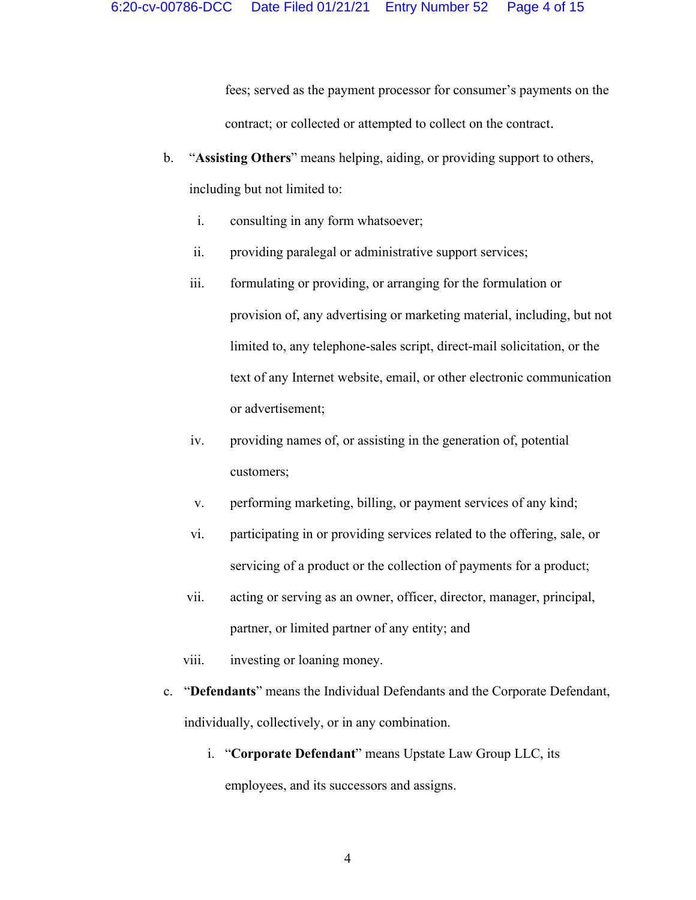fees; served as the payment processor for consumer's payments on the contract; or collected or attempted to collect on the contract.

b. "**Assisting Others**" means helping, aiding, or providing support to others, including but not limited to:

   i. consulting in any form whatsoever;

   ii. providing paralegal or administrative support services;

   iii. formulating or providing, or arranging for the formulation or provision of, any advertising or marketing material, including, but not limited to, any telephone-sales script, direct-mail solicitation, or the text of any Internet website, email, or other electronic communication or advertisement;

   iv. providing names of, or assisting in the generation of, potential customers;

   v. performing marketing, billing, or payment services of any kind;

   vi. participating in or providing services related to the offering, sale, or servicing of a product or the collection of payments for a product;

   vii. acting or serving as an owner, officer, director, manager, principal, partner, or limited partner of any entity; and

   viii. investing or loaning money.

c. "**Defendants**" means the Individual Defendants and the Corporate Defendant, individually, collectively, or in any combination.

   i. "**Corporate Defendant**" means Upstate Law Group LLC, its employees, and its successors and assigns.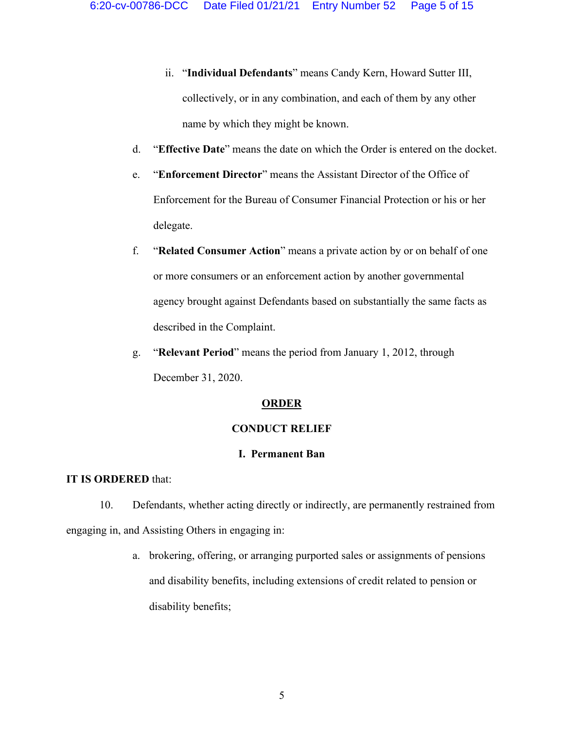ii. "**Individual Defendants**" means Candy Kern, Howard Sutter III, collectively, or in any combination, and each of them by any other name by which they might be known.

d. "**Effective Date**" means the date on which the Order is entered on the docket.

e. "**Enforcement Director**" means the Assistant Director of the Office of Enforcement for the Bureau of Consumer Financial Protection or his or her delegate.

f. "**Related Consumer Action**" means a private action by or on behalf of one or more consumers or an enforcement action by another governmental agency brought against Defendants based on substantially the same facts as described in the Complaint.

g. "**Relevant Period**" means the period from January 1, 2012, through December 31, 2020.

## ORDER

### CONDUCT RELIEF

### I. Permanent Ban

**IT IS ORDERED** that:

10. Defendants, whether acting directly or indirectly, are permanently restrained from engaging in, and Assisting Others in engaging in:

a. brokering, offering, or arranging purported sales or assignments of pensions and disability benefits, including extensions of credit related to pension or disability benefits;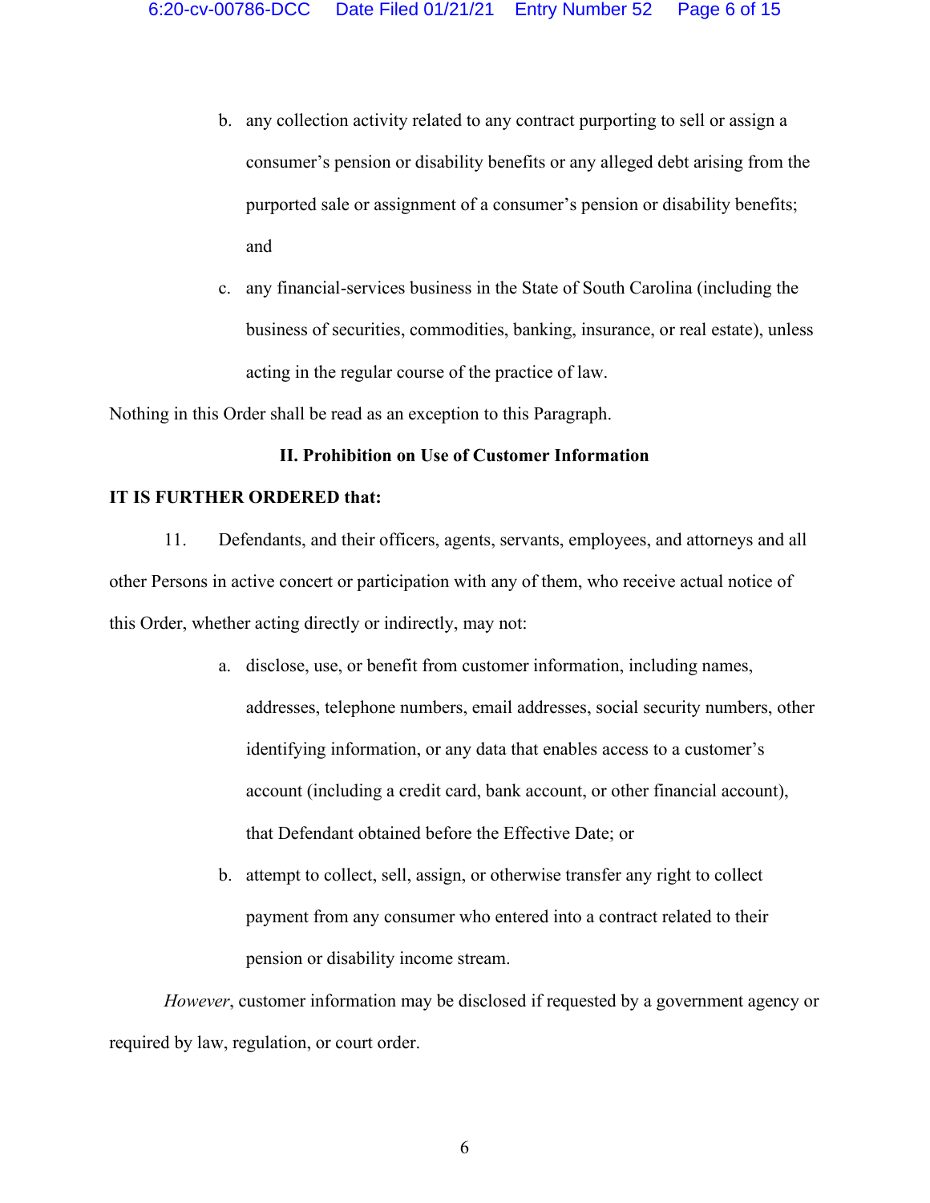b. any collection activity related to any contract purporting to sell or assign a consumer's pension or disability benefits or any alleged debt arising from the purported sale or assignment of a consumer's pension or disability benefits; and

c. any financial-services business in the State of South Carolina (including the business of securities, commodities, banking, insurance, or real estate), unless acting in the regular course of the practice of law.

Nothing in this Order shall be read as an exception to this Paragraph.

**II. Prohibition on Use of Customer Information**

**IT IS FURTHER ORDERED that:**

11. Defendants, and their officers, agents, servants, employees, and attorneys and all other Persons in active concert or participation with any of them, who receive actual notice of this Order, whether acting directly or indirectly, may not:

a. disclose, use, or benefit from customer information, including names, addresses, telephone numbers, email addresses, social security numbers, other identifying information, or any data that enables access to a customer's account (including a credit card, bank account, or other financial account), that Defendant obtained before the Effective Date; or

b. attempt to collect, sell, assign, or otherwise transfer any right to collect payment from any consumer who entered into a contract related to their pension or disability income stream.

*However*, customer information may be disclosed if requested by a government agency or required by law, regulation, or court order.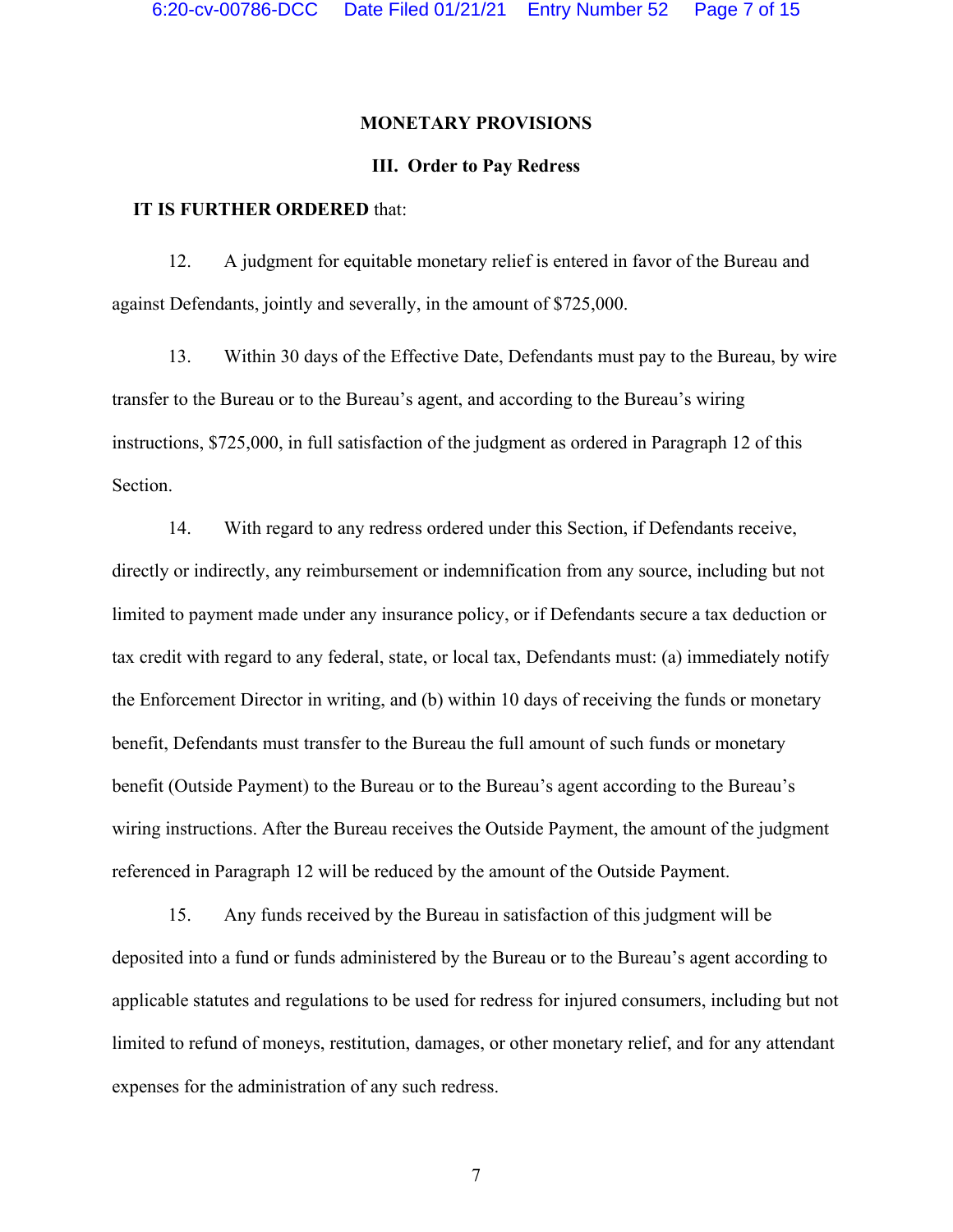## MONETARY PROVISIONS

### III. Order to Pay Redress

**IT IS FURTHER ORDERED** that:

12. A judgment for equitable monetary relief is entered in favor of the Bureau and against Defendants, jointly and severally, in the amount of $725,000.

13. Within 30 days of the Effective Date, Defendants must pay to the Bureau, by wire transfer to the Bureau or to the Bureau's agent, and according to the Bureau's wiring instructions, $725,000, in full satisfaction of the judgment as ordered in Paragraph 12 of this Section.

14. With regard to any redress ordered under this Section, if Defendants receive, directly or indirectly, any reimbursement or indemnification from any source, including but not limited to payment made under any insurance policy, or if Defendants secure a tax deduction or tax credit with regard to any federal, state, or local tax, Defendants must: (a) immediately notify the Enforcement Director in writing, and (b) within 10 days of receiving the funds or monetary benefit, Defendants must transfer to the Bureau the full amount of such funds or monetary benefit (Outside Payment) to the Bureau or to the Bureau's agent according to the Bureau's wiring instructions. After the Bureau receives the Outside Payment, the amount of the judgment referenced in Paragraph 12 will be reduced by the amount of the Outside Payment.

15. Any funds received by the Bureau in satisfaction of this judgment will be deposited into a fund or funds administered by the Bureau or to the Bureau's agent according to applicable statutes and regulations to be used for redress for injured consumers, including but not limited to refund of moneys, restitution, damages, or other monetary relief, and for any attendant expenses for the administration of any such redress.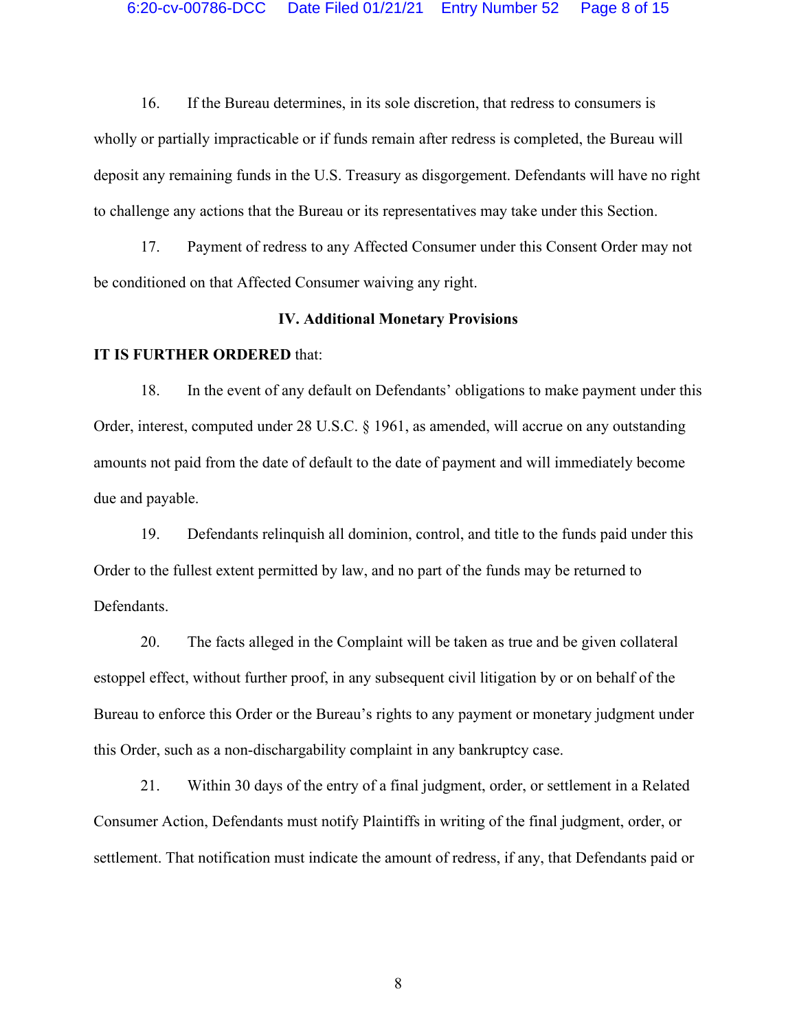16. If the Bureau determines, in its sole discretion, that redress to consumers is wholly or partially impracticable or if funds remain after redress is completed, the Bureau will deposit any remaining funds in the U.S. Treasury as disgorgement. Defendants will have no right to challenge any actions that the Bureau or its representatives may take under this Section.

17. Payment of redress to any Affected Consumer under this Consent Order may not be conditioned on that Affected Consumer waiving any right.

### IV. Additional Monetary Provisions

**IT IS FURTHER ORDERED** that:

18. In the event of any default on Defendants' obligations to make payment under this Order, interest, computed under 28 U.S.C. § 1961, as amended, will accrue on any outstanding amounts not paid from the date of default to the date of payment and will immediately become due and payable.

19. Defendants relinquish all dominion, control, and title to the funds paid under this Order to the fullest extent permitted by law, and no part of the funds may be returned to Defendants.

20. The facts alleged in the Complaint will be taken as true and be given collateral estoppel effect, without further proof, in any subsequent civil litigation by or on behalf of the Bureau to enforce this Order or the Bureau's rights to any payment or monetary judgment under this Order, such as a non-dischargability complaint in any bankruptcy case.

21. Within 30 days of the entry of a final judgment, order, or settlement in a Related Consumer Action, Defendants must notify Plaintiffs in writing of the final judgment, order, or settlement. That notification must indicate the amount of redress, if any, that Defendants paid or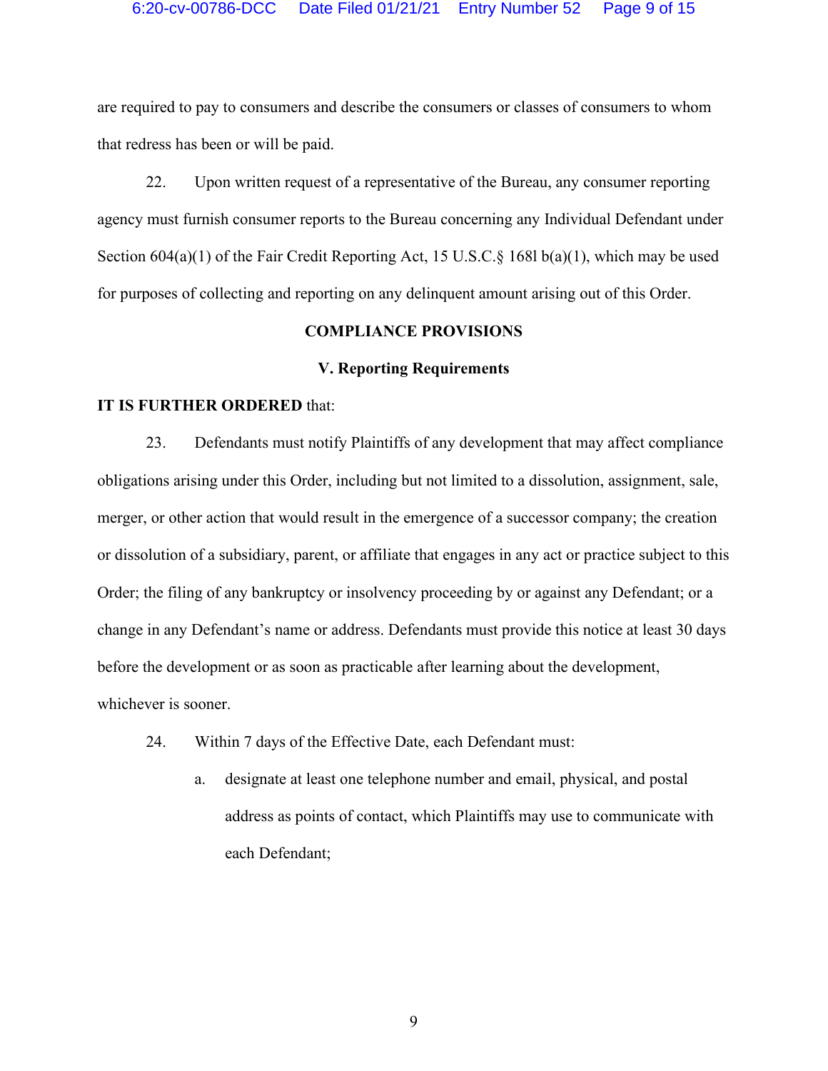are required to pay to consumers and describe the consumers or classes of consumers to whom that redress has been or will be paid.

22. Upon written request of a representative of the Bureau, any consumer reporting agency must furnish consumer reports to the Bureau concerning any Individual Defendant under Section 604(a)(1) of the Fair Credit Reporting Act, 15 U.S.C.§ 168l b(a)(1), which may be used for purposes of collecting and reporting on any delinquent amount arising out of this Order.

**COMPLIANCE PROVISIONS**

**V. Reporting Requirements**

**IT IS FURTHER ORDERED** that:

23. Defendants must notify Plaintiffs of any development that may affect compliance obligations arising under this Order, including but not limited to a dissolution, assignment, sale, merger, or other action that would result in the emergence of a successor company; the creation or dissolution of a subsidiary, parent, or affiliate that engages in any act or practice subject to this Order; the filing of any bankruptcy or insolvency proceeding by or against any Defendant; or a change in any Defendant's name or address. Defendants must provide this notice at least 30 days before the development or as soon as practicable after learning about the development, whichever is sooner.

24. Within 7 days of the Effective Date, each Defendant must:

a. designate at least one telephone number and email, physical, and postal address as points of contact, which Plaintiffs may use to communicate with each Defendant;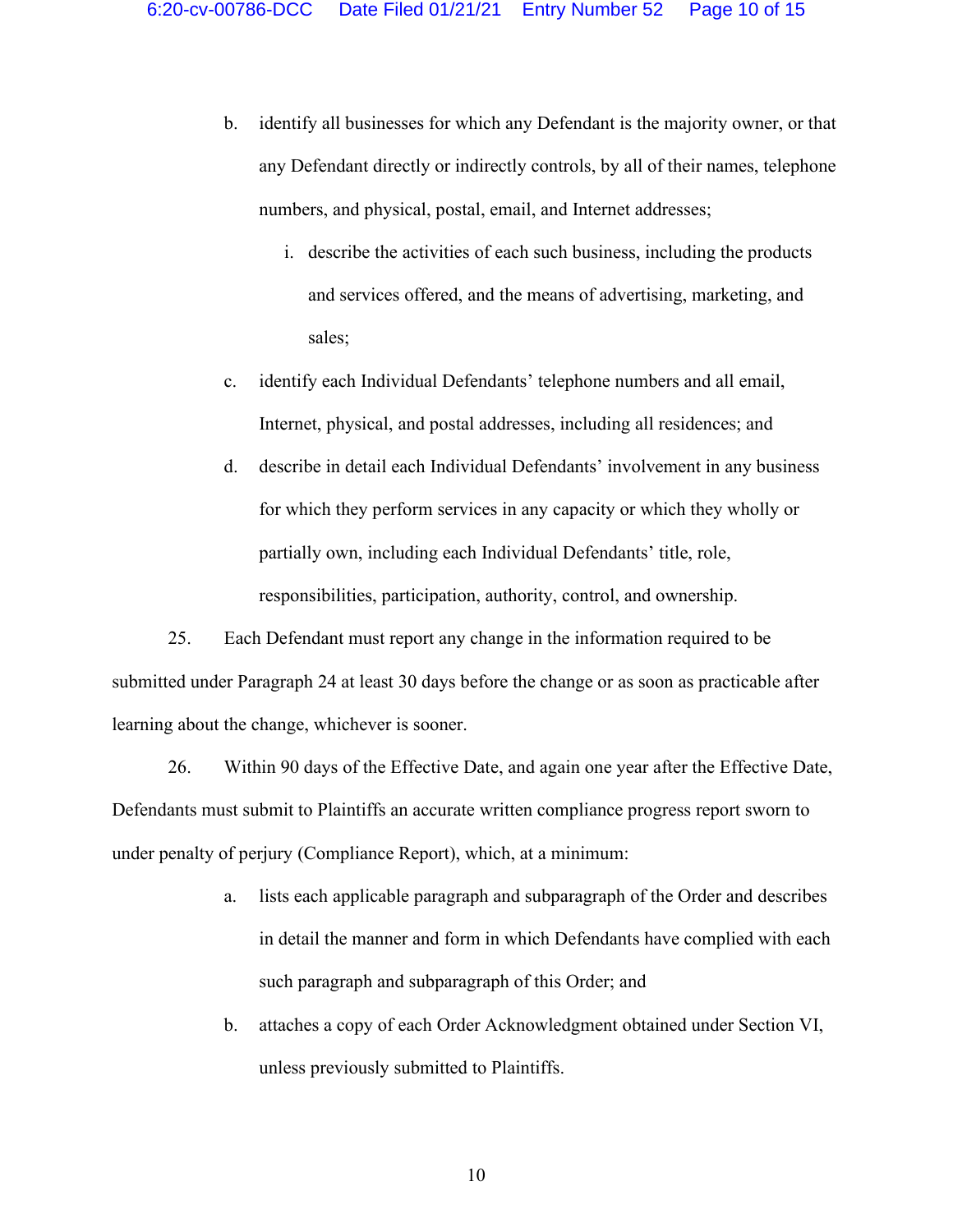b. identify all businesses for which any Defendant is the majority owner, or that any Defendant directly or indirectly controls, by all of their names, telephone numbers, and physical, postal, email, and Internet addresses;

   i. describe the activities of each such business, including the products and services offered, and the means of advertising, marketing, and sales;

c. identify each Individual Defendants' telephone numbers and all email, Internet, physical, and postal addresses, including all residences; and

d. describe in detail each Individual Defendants' involvement in any business for which they perform services in any capacity or which they wholly or partially own, including each Individual Defendants' title, role, responsibilities, participation, authority, control, and ownership.

25. Each Defendant must report any change in the information required to be submitted under Paragraph 24 at least 30 days before the change or as soon as practicable after learning about the change, whichever is sooner.

26. Within 90 days of the Effective Date, and again one year after the Effective Date, Defendants must submit to Plaintiffs an accurate written compliance progress report sworn to under penalty of perjury (Compliance Report), which, at a minimum:

a. lists each applicable paragraph and subparagraph of the Order and describes in detail the manner and form in which Defendants have complied with each such paragraph and subparagraph of this Order; and

b. attaches a copy of each Order Acknowledgment obtained under Section VI, unless previously submitted to Plaintiffs.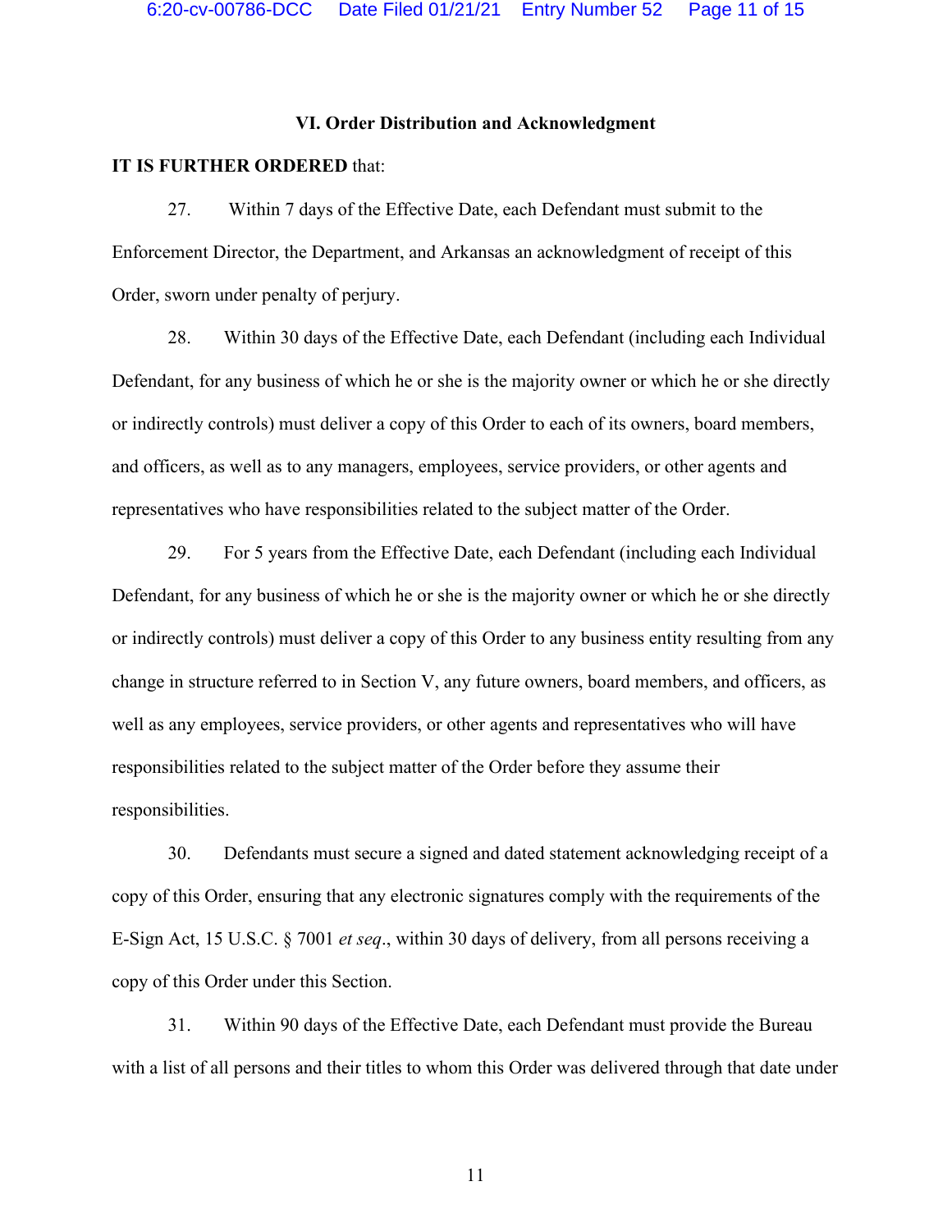### VI. Order Distribution and Acknowledgment

**IT IS FURTHER ORDERED** that:

27. Within 7 days of the Effective Date, each Defendant must submit to the Enforcement Director, the Department, and Arkansas an acknowledgment of receipt of this Order, sworn under penalty of perjury.

28. Within 30 days of the Effective Date, each Defendant (including each Individual Defendant, for any business of which he or she is the majority owner or which he or she directly or indirectly controls) must deliver a copy of this Order to each of its owners, board members, and officers, as well as to any managers, employees, service providers, or other agents and representatives who have responsibilities related to the subject matter of the Order.

29. For 5 years from the Effective Date, each Defendant (including each Individual Defendant, for any business of which he or she is the majority owner or which he or she directly or indirectly controls) must deliver a copy of this Order to any business entity resulting from any change in structure referred to in Section V, any future owners, board members, and officers, as well as any employees, service providers, or other agents and representatives who will have responsibilities related to the subject matter of the Order before they assume their responsibilities.

30. Defendants must secure a signed and dated statement acknowledging receipt of a copy of this Order, ensuring that any electronic signatures comply with the requirements of the E-Sign Act, 15 U.S.C. § 7001 *et seq*., within 30 days of delivery, from all persons receiving a copy of this Order under this Section.

31. Within 90 days of the Effective Date, each Defendant must provide the Bureau with a list of all persons and their titles to whom this Order was delivered through that date under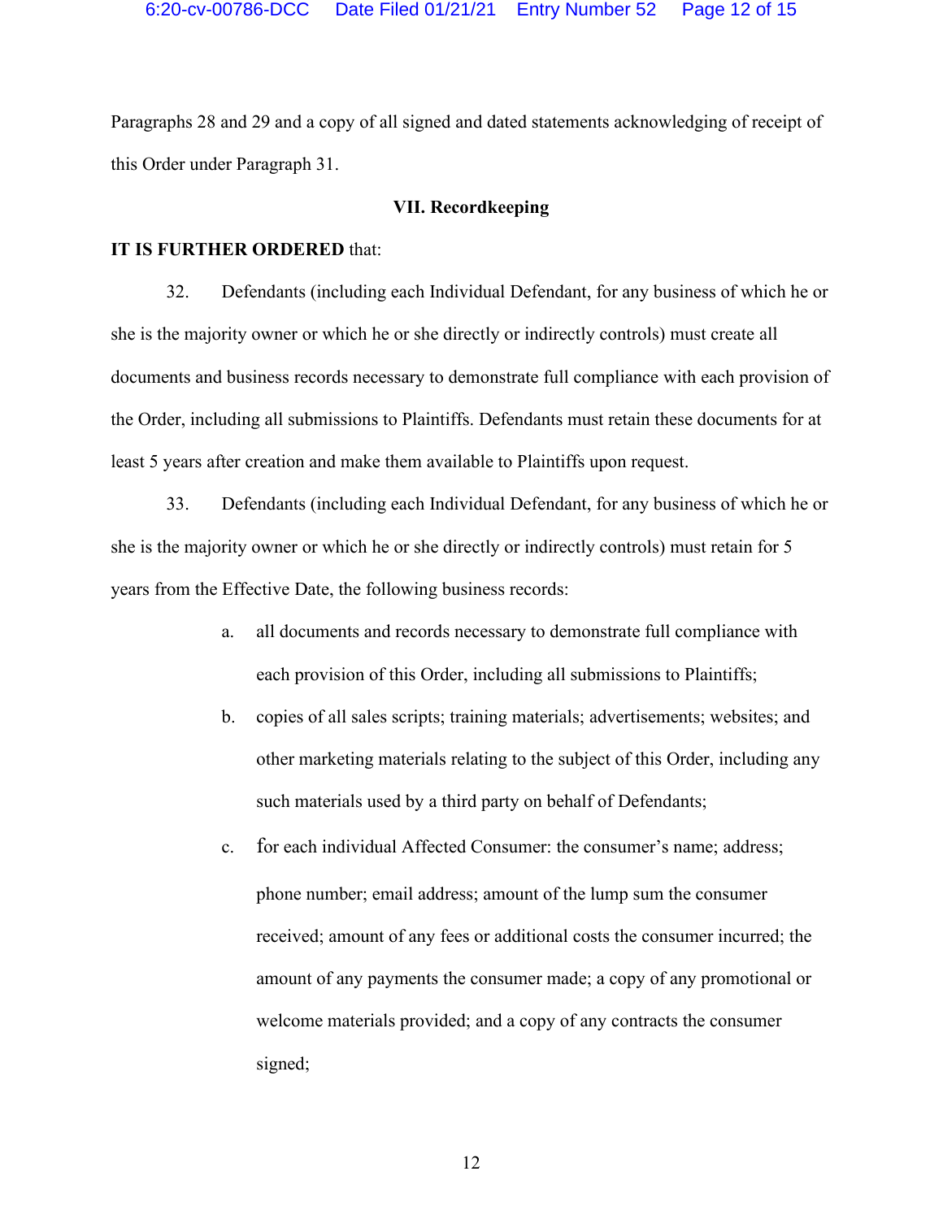Paragraphs 28 and 29 and a copy of all signed and dated statements acknowledging of receipt of this Order under Paragraph 31.

## VII. Recordkeeping

**IT IS FURTHER ORDERED** that:

32. Defendants (including each Individual Defendant, for any business of which he or she is the majority owner or which he or she directly or indirectly controls) must create all documents and business records necessary to demonstrate full compliance with each provision of the Order, including all submissions to Plaintiffs. Defendants must retain these documents for at least 5 years after creation and make them available to Plaintiffs upon request.

33. Defendants (including each Individual Defendant, for any business of which he or she is the majority owner or which he or she directly or indirectly controls) must retain for 5 years from the Effective Date, the following business records:

a. all documents and records necessary to demonstrate full compliance with each provision of this Order, including all submissions to Plaintiffs;

b. copies of all sales scripts; training materials; advertisements; websites; and other marketing materials relating to the subject of this Order, including any such materials used by a third party on behalf of Defendants;

c. for each individual Affected Consumer: the consumer's name; address; phone number; email address; amount of the lump sum the consumer received; amount of any fees or additional costs the consumer incurred; the amount of any payments the consumer made; a copy of any promotional or welcome materials provided; and a copy of any contracts the consumer signed;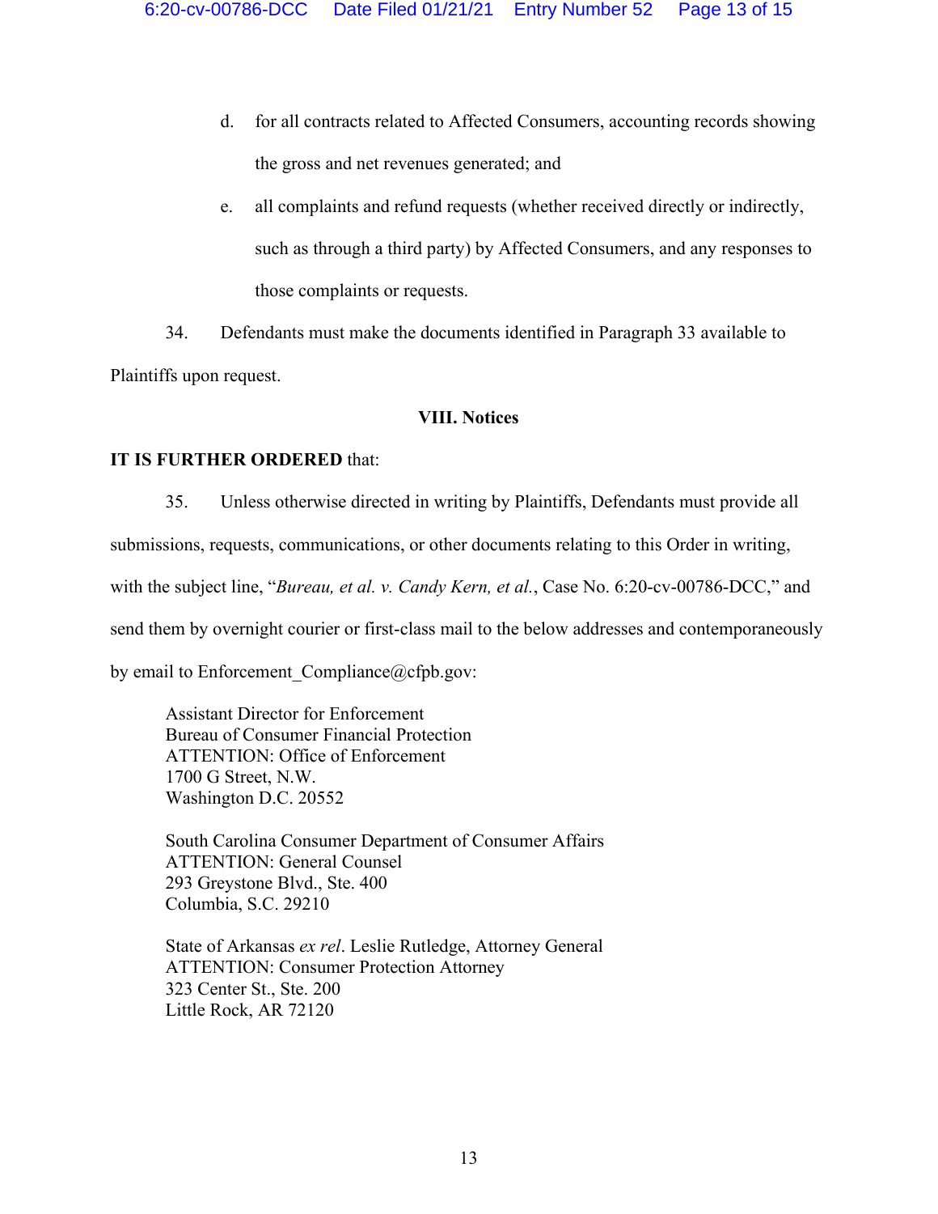d. for all contracts related to Affected Consumers, accounting records showing the gross and net revenues generated; and

e. all complaints and refund requests (whether received directly or indirectly, such as through a third party) by Affected Consumers, and any responses to those complaints or requests.

34. Defendants must make the documents identified in Paragraph 33 available to Plaintiffs upon request.

**VIII. Notices**

**IT IS FURTHER ORDERED** that:

35. Unless otherwise directed in writing by Plaintiffs, Defendants must provide all submissions, requests, communications, or other documents relating to this Order in writing, with the subject line, "*Bureau, et al. v. Candy Kern, et al.*, Case No. 6:20-cv-00786-DCC," and send them by overnight courier or first-class mail to the below addresses and contemporaneously by email to Enforcement_Compliance@cfpb.gov:

Assistant Director for Enforcement
Bureau of Consumer Financial Protection
ATTENTION: Office of Enforcement
1700 G Street, N.W.
Washington D.C. 20552

South Carolina Consumer Department of Consumer Affairs
ATTENTION: General Counsel
293 Greystone Blvd., Ste. 400
Columbia, S.C. 29210

State of Arkansas *ex rel*. Leslie Rutledge, Attorney General
ATTENTION: Consumer Protection Attorney
323 Center St., Ste. 200
Little Rock, AR 72120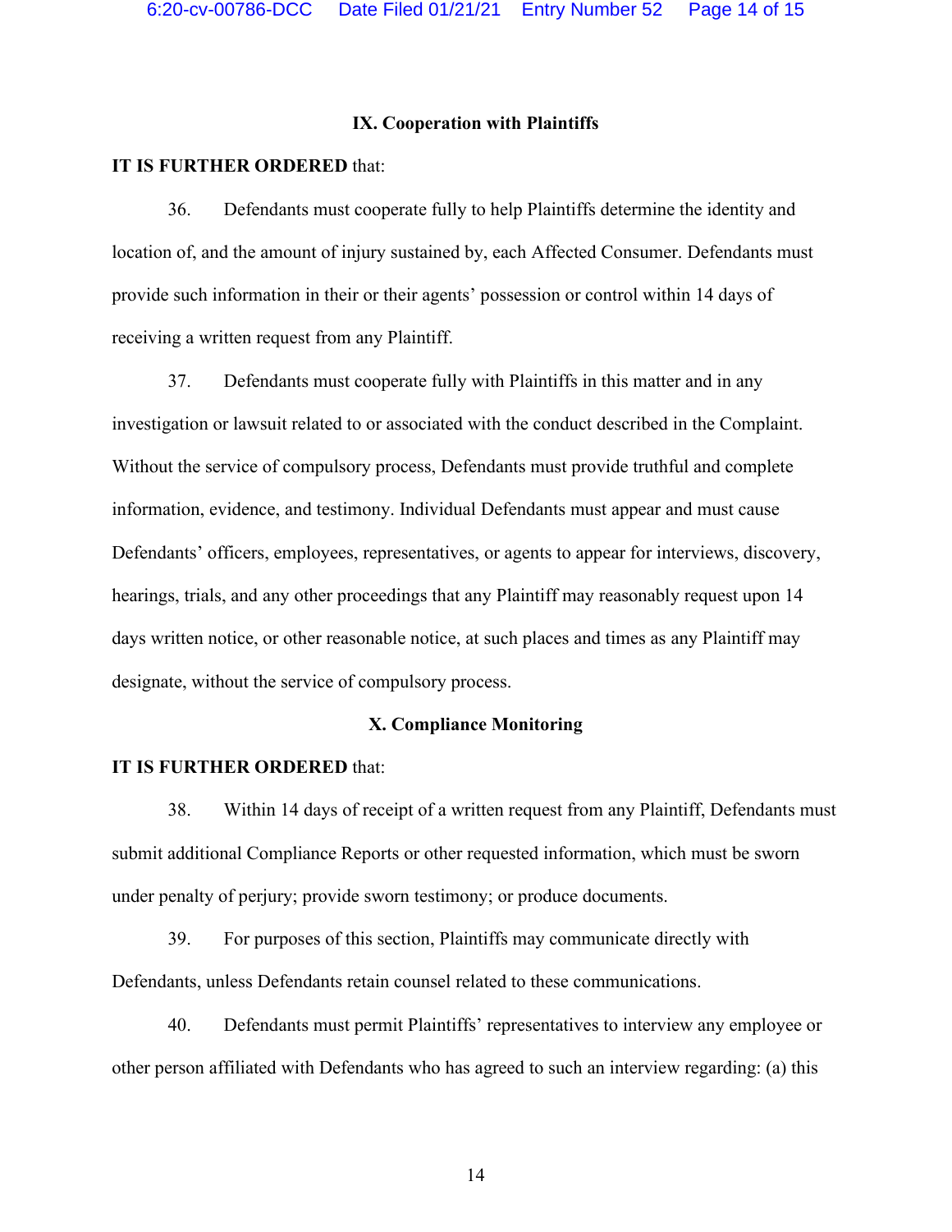## IX. Cooperation with Plaintiffs

**IT IS FURTHER ORDERED** that:

36. Defendants must cooperate fully to help Plaintiffs determine the identity and location of, and the amount of injury sustained by, each Affected Consumer. Defendants must provide such information in their or their agents' possession or control within 14 days of receiving a written request from any Plaintiff.

37. Defendants must cooperate fully with Plaintiffs in this matter and in any investigation or lawsuit related to or associated with the conduct described in the Complaint. Without the service of compulsory process, Defendants must provide truthful and complete information, evidence, and testimony. Individual Defendants must appear and must cause Defendants' officers, employees, representatives, or agents to appear for interviews, discovery, hearings, trials, and any other proceedings that any Plaintiff may reasonably request upon 14 days written notice, or other reasonable notice, at such places and times as any Plaintiff may designate, without the service of compulsory process.

## X. Compliance Monitoring

**IT IS FURTHER ORDERED** that:

38. Within 14 days of receipt of a written request from any Plaintiff, Defendants must submit additional Compliance Reports or other requested information, which must be sworn under penalty of perjury; provide sworn testimony; or produce documents.

39. For purposes of this section, Plaintiffs may communicate directly with Defendants, unless Defendants retain counsel related to these communications.

40. Defendants must permit Plaintiffs' representatives to interview any employee or other person affiliated with Defendants who has agreed to such an interview regarding: (a) this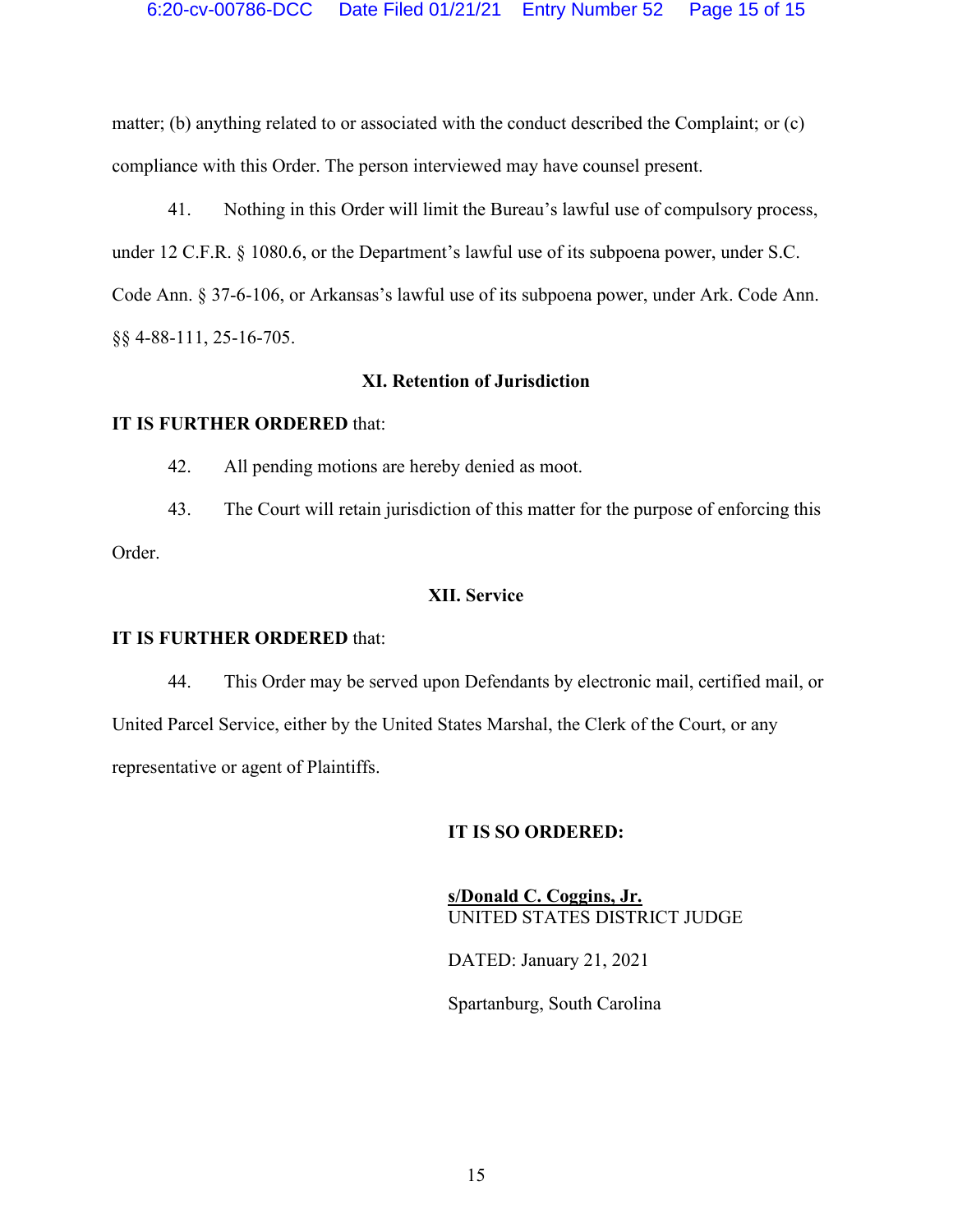matter; (b) anything related to or associated with the conduct described the Complaint; or (c) compliance with this Order. The person interviewed may have counsel present.

41. Nothing in this Order will limit the Bureau's lawful use of compulsory process, under 12 C.F.R. § 1080.6, or the Department's lawful use of its subpoena power, under S.C. Code Ann. § 37-6-106, or Arkansas's lawful use of its subpoena power, under Ark. Code Ann. §§ 4-88-111, 25-16-705.

## XI. Retention of Jurisdiction

**IT IS FURTHER ORDERED** that:

42. All pending motions are hereby denied as moot.

43. The Court will retain jurisdiction of this matter for the purpose of enforcing this Order.

## XII. Service

**IT IS FURTHER ORDERED** that:

44. This Order may be served upon Defendants by electronic mail, certified mail, or United Parcel Service, either by the United States Marshal, the Clerk of the Court, or any representative or agent of Plaintiffs.

**IT IS SO ORDERED:**

**s/Donald C. Coggins, Jr.**
UNITED STATES DISTRICT JUDGE

DATED: January 21, 2021

Spartanburg, South Carolina